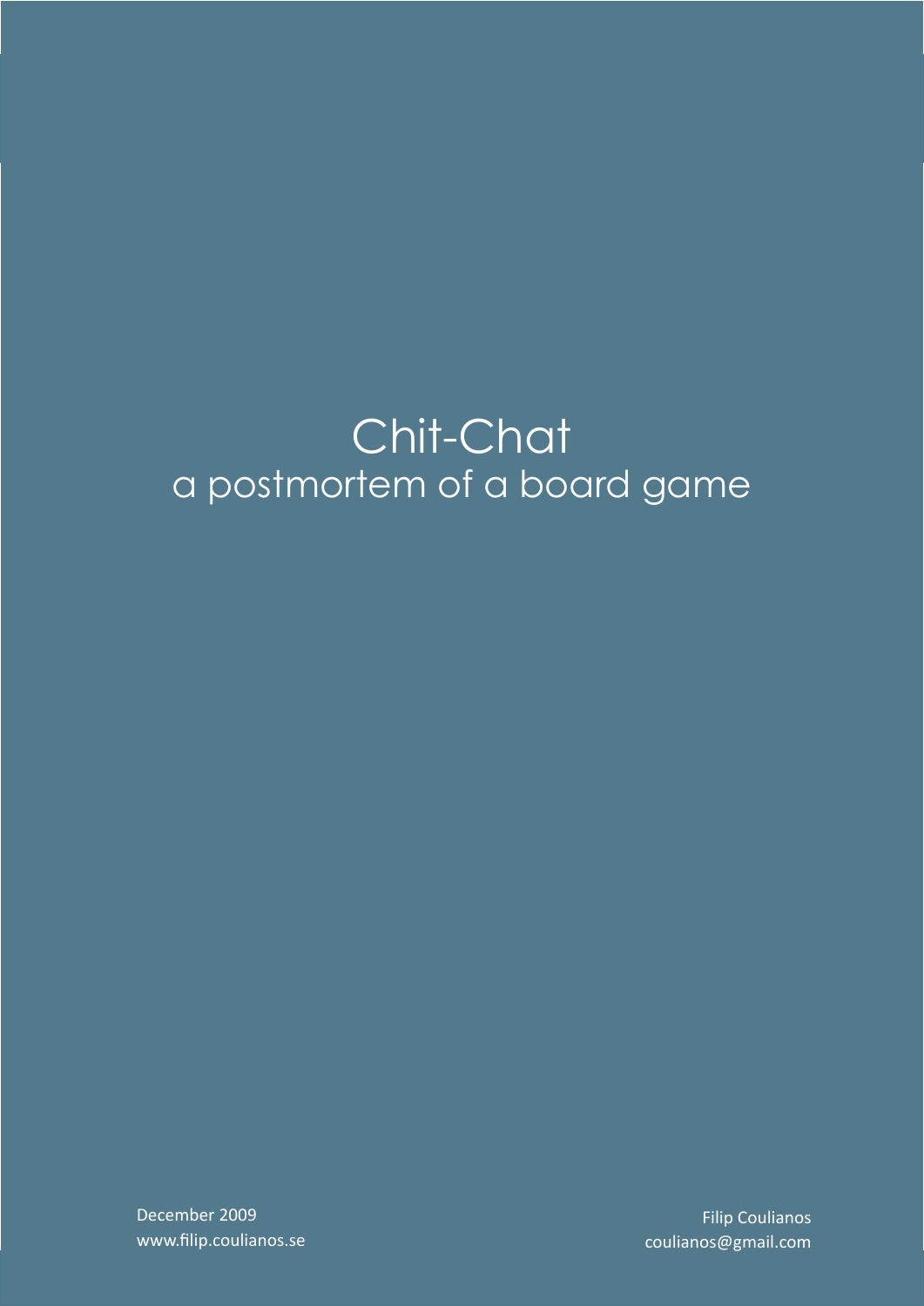# Chit-Chat

## a postmortem of a board game

December 2009
www.filip.coulianos.se

Filip Coulianos
coulianos@gmail.com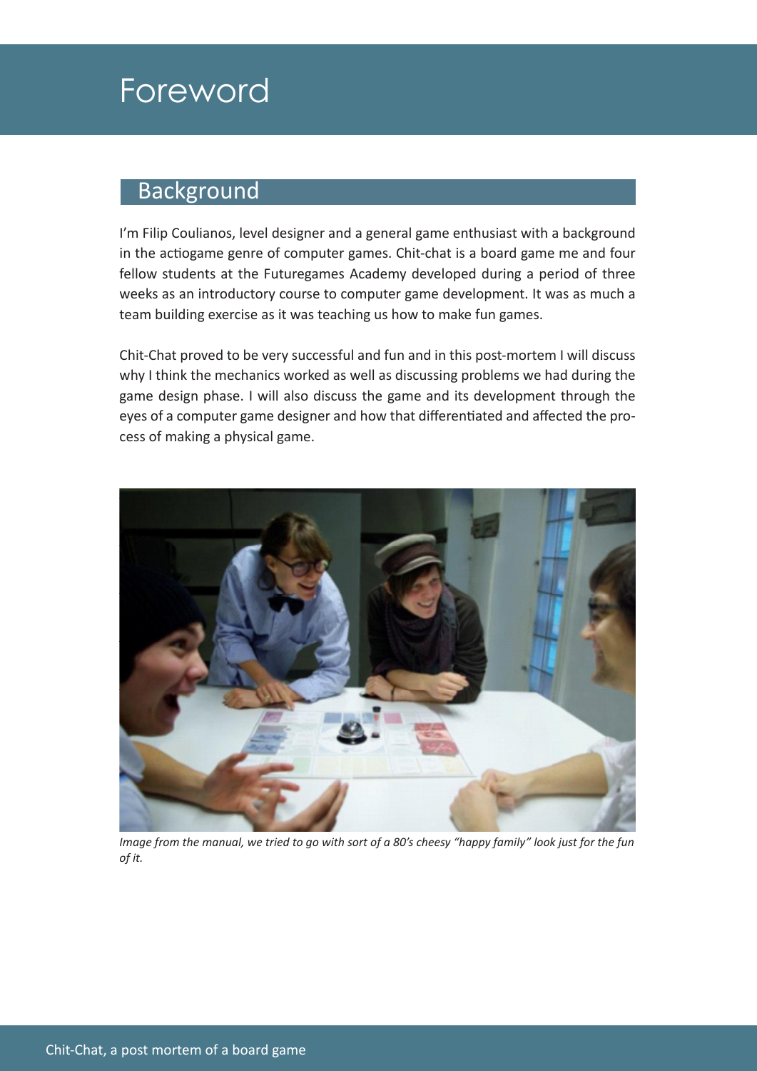# Foreword

## Background

I'm Filip Coulianos, level designer and a general game enthusiast with a background in the actiogame genre of computer games. Chit-chat is a board game me and four fellow students at the Futuregames Academy developed during a period of three weeks as an introductory course to computer game development. It was as much a team building exercise as it was teaching us how to make fun games.

Chit-Chat proved to be very successful and fun and in this post-mortem I will discuss why I think the mechanics worked as well as discussing problems we had during the game design phase. I will also discuss the game and its development through the eyes of a computer game designer and how that differentiated and affected the process of making a physical game.

*Image from the manual, we tried to go with sort of a 80's cheesy "happy family" look just for the fun of it.*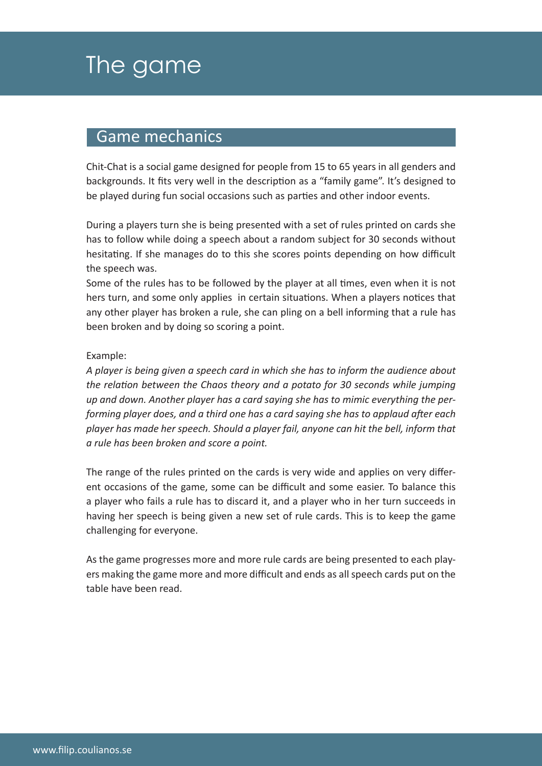# The game

## Game mechanics

Chit-Chat is a social game designed for people from 15 to 65 years in all genders and backgrounds. It fits very well in the description as a “family game”. It’s designed to be played during fun social occasions such as parties and other indoor events.

During a players turn she is being presented with a set of rules printed on cards she has to follow while doing a speech about a random subject for 30 seconds without hesitating. If she manages do to this she scores points depending on how difficult the speech was.
Some of the rules has to be followed by the player at all times, even when it is not hers turn, and some only applies  in certain situations. When a players notices that any other player has broken a rule, she can pling on a bell informing that a rule has been broken and by doing so scoring a point.

Example:
*A player is being given a speech card in which she has to inform the audience about the relation between the Chaos theory and a potato for 30 seconds while jumping up and down. Another player has a card saying she has to mimic everything the performing player does, and a third one has a card saying she has to applaud after each player has made her speech. Should a player fail, anyone can hit the bell, inform that a rule has been broken and score a point.*

The range of the rules printed on the cards is very wide and applies on very different occasions of the game, some can be difficult and some easier. To balance this a player who fails a rule has to discard it, and a player who in her turn succeeds in having her speech is being given a new set of rule cards. This is to keep the game challenging for everyone.

As the game progresses more and more rule cards are being presented to each players making the game more and more difficult and ends as all speech cards put on the table have been read.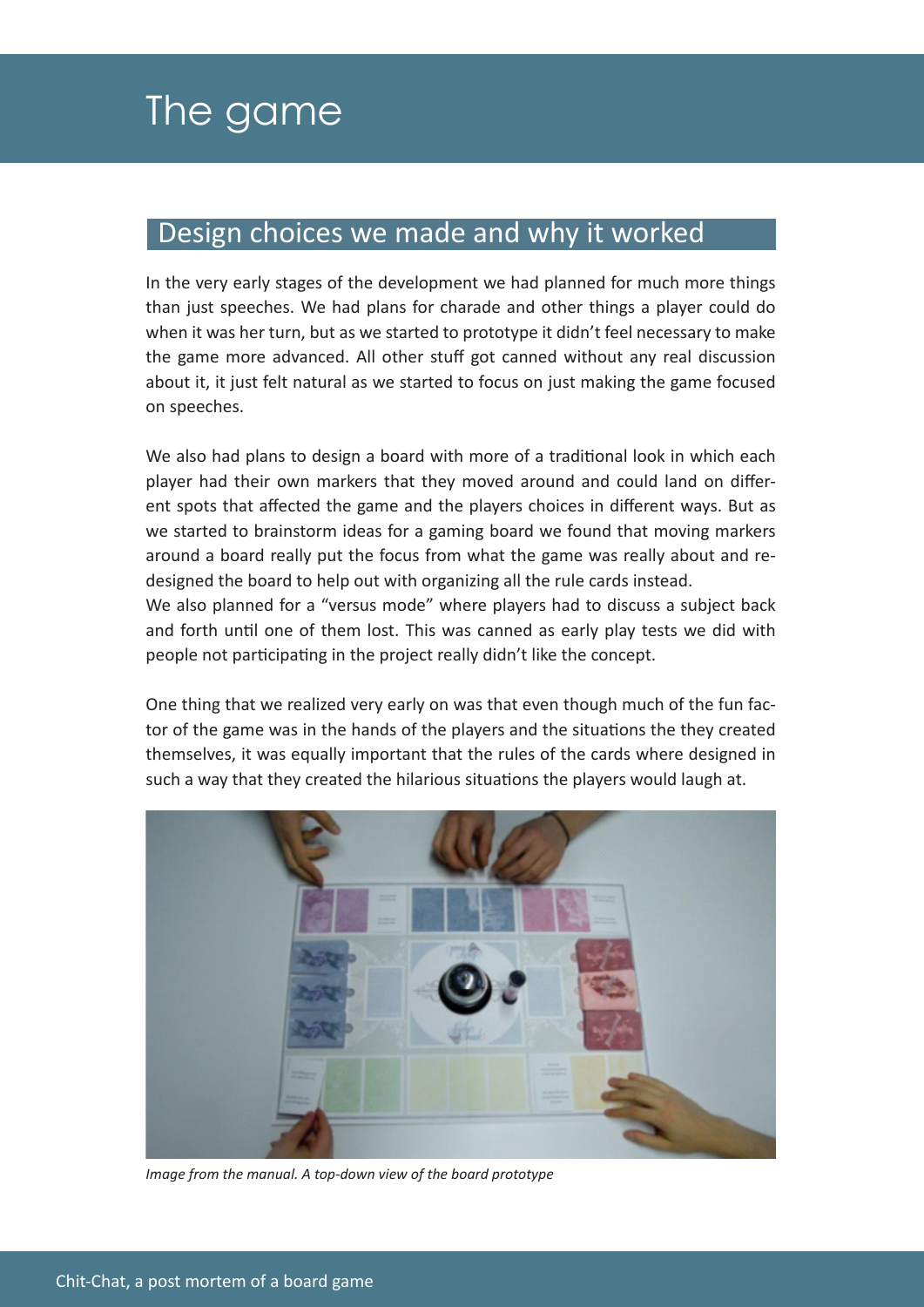# The game

## Design choices we made and why it worked

In the very early stages of the development we had planned for much more things than just speeches. We had plans for charade and other things a player could do when it was her turn, but as we started to prototype it didn't feel necessary to make the game more advanced. All other stuff got canned without any real discussion about it, it just felt natural as we started to focus on just making the game focused on speeches.

We also had plans to design a board with more of a traditional look in which each player had their own markers that they moved around and could land on different spots that affected the game and the players choices in different ways. But as we started to brainstorm ideas for a gaming board we found that moving markers around a board really put the focus from what the game was really about and redesigned the board to help out with organizing all the rule cards instead.
We also planned for a "versus mode" where players had to discuss a subject back and forth until one of them lost. This was canned as early play tests we did with people not participating in the project really didn't like the concept.

One thing that we realized very early on was that even though much of the fun factor of the game was in the hands of the players and the situations the they created themselves, it was equally important that the rules of the cards where designed in such a way that they created the hilarious situations the players would laugh at.

*Image from the manual. A top-down view of the board prototype*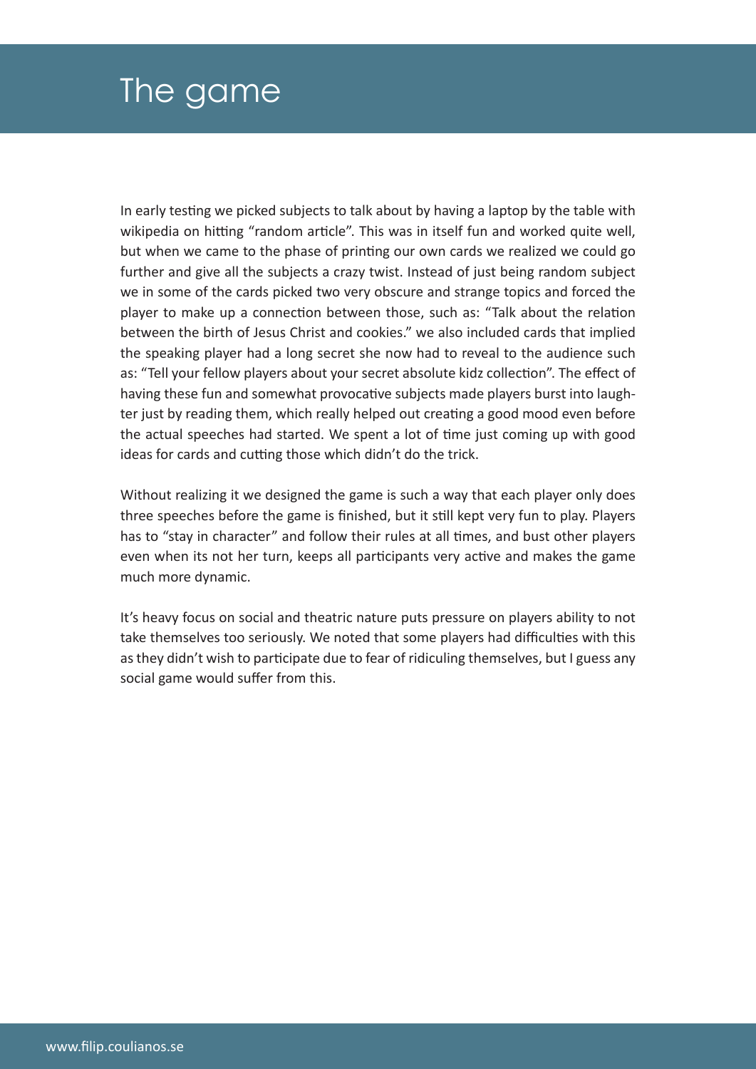# The game

In early testing we picked subjects to talk about by having a laptop by the table with wikipedia on hitting "random article". This was in itself fun and worked quite well, but when we came to the phase of printing our own cards we realized we could go further and give all the subjects a crazy twist. Instead of just being random subject we in some of the cards picked two very obscure and strange topics and forced the player to make up a connection between those, such as: "Talk about the relation between the birth of Jesus Christ and cookies." we also included cards that implied the speaking player had a long secret she now had to reveal to the audience such as: "Tell your fellow players about your secret absolute kidz collection". The effect of having these fun and somewhat provocative subjects made players burst into laughter just by reading them, which really helped out creating a good mood even before the actual speeches had started. We spent a lot of time just coming up with good ideas for cards and cutting those which didn't do the trick.

Without realizing it we designed the game is such a way that each player only does three speeches before the game is finished, but it still kept very fun to play. Players has to "stay in character" and follow their rules at all times, and bust other players even when its not her turn, keeps all participants very active and makes the game much more dynamic.

It's heavy focus on social and theatric nature puts pressure on players ability to not take themselves too seriously. We noted that some players had difficulties with this as they didn't wish to participate due to fear of ridiculing themselves, but I guess any social game would suffer from this.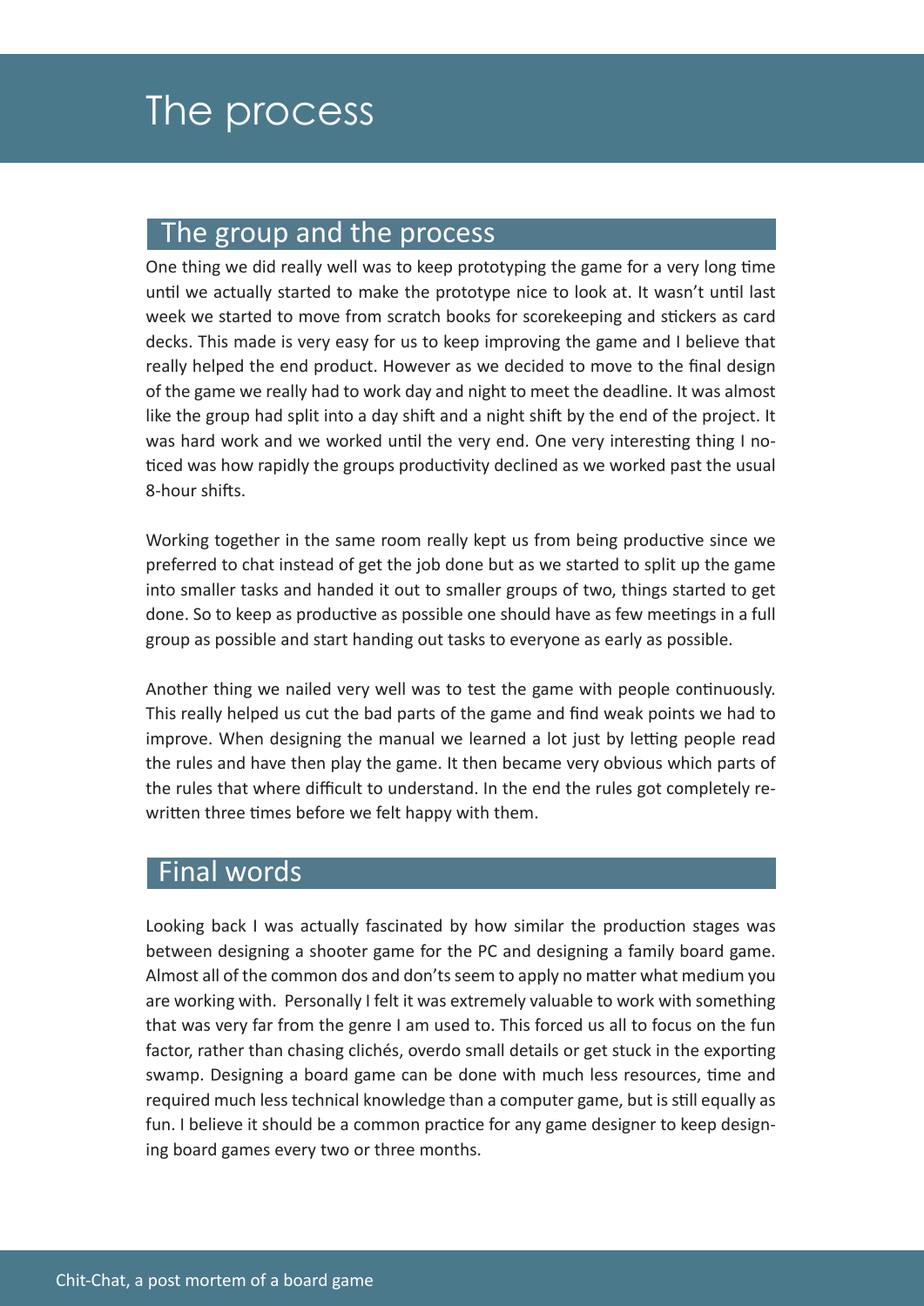# The process

## The group and the process

One thing we did really well was to keep prototyping the game for a very long time until we actually started to make the prototype nice to look at. It wasn't until last week we started to move from scratch books for scorekeeping and stickers as card decks. This made is very easy for us to keep improving the game and I believe that really helped the end product. However as we decided to move to the final design of the game we really had to work day and night to meet the deadline. It was almost like the group had split into a day shift and a night shift by the end of the project. It was hard work and we worked until the very end. One very interesting thing I noticed was how rapidly the groups productivity declined as we worked past the usual 8-hour shifts.

Working together in the same room really kept us from being productive since we preferred to chat instead of get the job done but as we started to split up the game into smaller tasks and handed it out to smaller groups of two, things started to get done. So to keep as productive as possible one should have as few meetings in a full group as possible and start handing out tasks to everyone as early as possible.

Another thing we nailed very well was to test the game with people continuously. This really helped us cut the bad parts of the game and find weak points we had to improve. When designing the manual we learned a lot just by letting people read the rules and have then play the game. It then became very obvious which parts of the rules that where difficult to understand. In the end the rules got completely rewritten three times before we felt happy with them.

## Final words

Looking back I was actually fascinated by how similar the production stages was between designing a shooter game for the PC and designing a family board game. Almost all of the common dos and don'ts seem to apply no matter what medium you are working with. Personally I felt it was extremely valuable to work with something that was very far from the genre I am used to. This forced us all to focus on the fun factor, rather than chasing clichés, overdo small details or get stuck in the exporting swamp. Designing a board game can be done with much less resources, time and required much less technical knowledge than a computer game, but is still equally as fun. I believe it should be a common practice for any game designer to keep designing board games every two or three months.